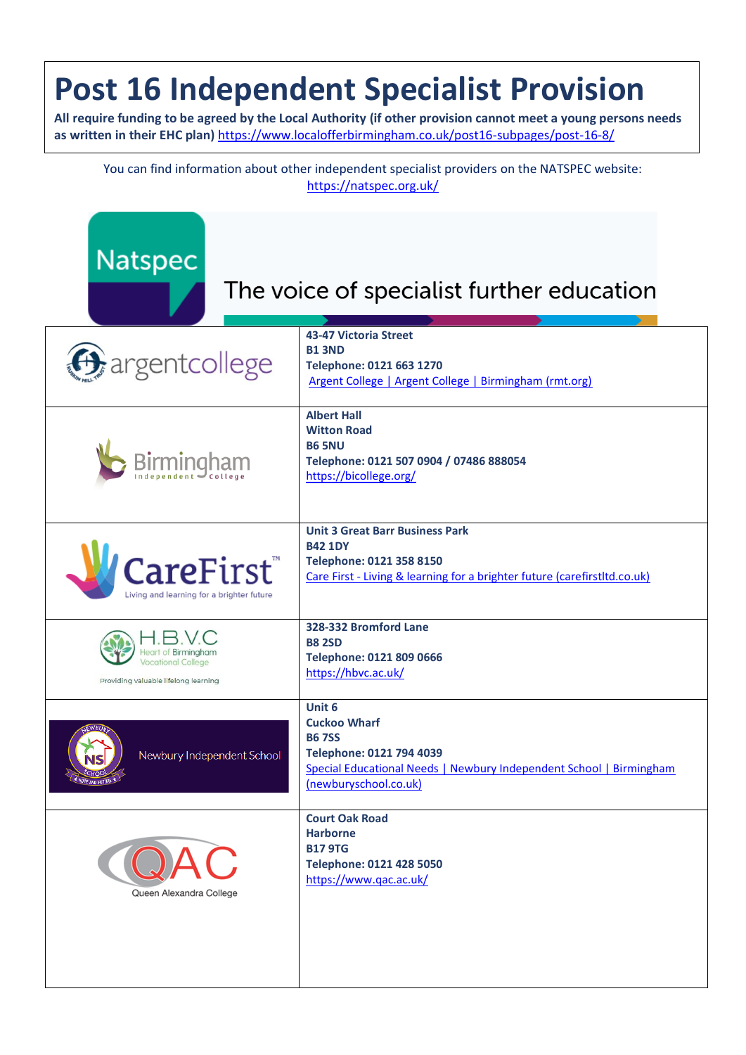# Post 16 Independent Specialist Provision

**All require funding to be agreed by the Local Authority (if other provision cannot meet a young persons needs as written in their EHC plan)** https://www.localofferbirmingham.co.uk/post16-subpages/post-16-8/

You can find information about other independent specialist providers on the NATSPEC website: https://natspec.org.uk/

Natspec — The voice of specialist further education

| Provider | Details |
| --- | --- |
| argentcollege | **43-47 Victoria Street**<br>**B1 3ND**<br>**Telephone: 0121 663 1270**<br>Argent College \| Argent College \| Birmingham (rmt.org) |
| Birmingham Independent College | **Albert Hall**<br>**Witton Road**<br>**B6 5NU**<br>**Telephone: 0121 507 0904 / 07486 888054**<br>https://bicollege.org/ |
| CareFirst™ Living and learning for a brighter future | **Unit 3 Great Barr Business Park**<br>**B42 1DY**<br>**Telephone: 0121 358 8150**<br>Care First - Living & learning for a brighter future (carefirstltd.co.uk) |
| H.B.V.C Heart of Birmingham Vocational College — Providing valuable lifelong learning | **328-332 Bromford Lane**<br>**B8 2SD**<br>**Telephone: 0121 809 0666**<br>https://hbvc.ac.uk/ |
| Newbury Independent School | **Unit 6**<br>**Cuckoo Wharf**<br>**B6 7SS**<br>**Telephone: 0121 794 4039**<br>Special Educational Needs \| Newbury Independent School \| Birmingham (newburyschool.co.uk) |
| QAC Queen Alexandra College | **Court Oak Road**<br>**Harborne**<br>**B17 9TG**<br>**Telephone: 0121 428 5050**<br>https://www.qac.ac.uk/ |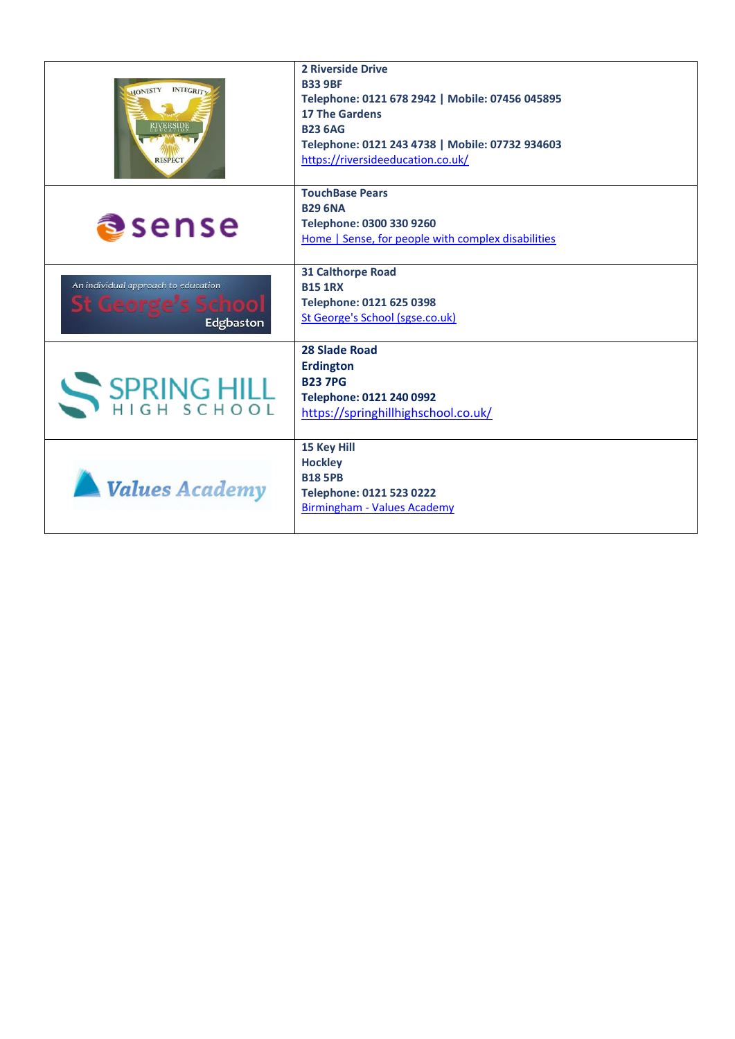| | |
|---|---|
| HONESTY INTEGRITY RIVERSIDE EDUCATION RESPECT | **2 Riverside Drive**<br>**B33 9BF**<br>**Telephone: 0121 678 2942 \| Mobile: 07456 045895**<br>**17 The Gardens**<br>**B23 6AG**<br>**Telephone: 0121 243 4738 \| Mobile: 07732 934603**<br>https://riversideeducation.co.uk/ |
| sense | **TouchBase Pears**<br>**B29 6NA**<br>**Telephone: 0300 330 9260**<br>Home \| Sense, for people with complex disabilities |
| An individual approach to education St George's School Edgbaston | **31 Calthorpe Road**<br>**B15 1RX**<br>**Telephone: 0121 625 0398**<br>St George's School (sgse.co.uk) |
| SPRING HILL HIGH SCHOOL | **28 Slade Road**<br>**Erdington**<br>**B23 7PG**<br>**Telephone: 0121 240 0992**<br>https://springhillhighschool.co.uk/ |
| Values Academy | **15 Key Hill**<br>**Hockley**<br>**B18 5PB**<br>**Telephone: 0121 523 0222**<br>Birmingham - Values Academy |